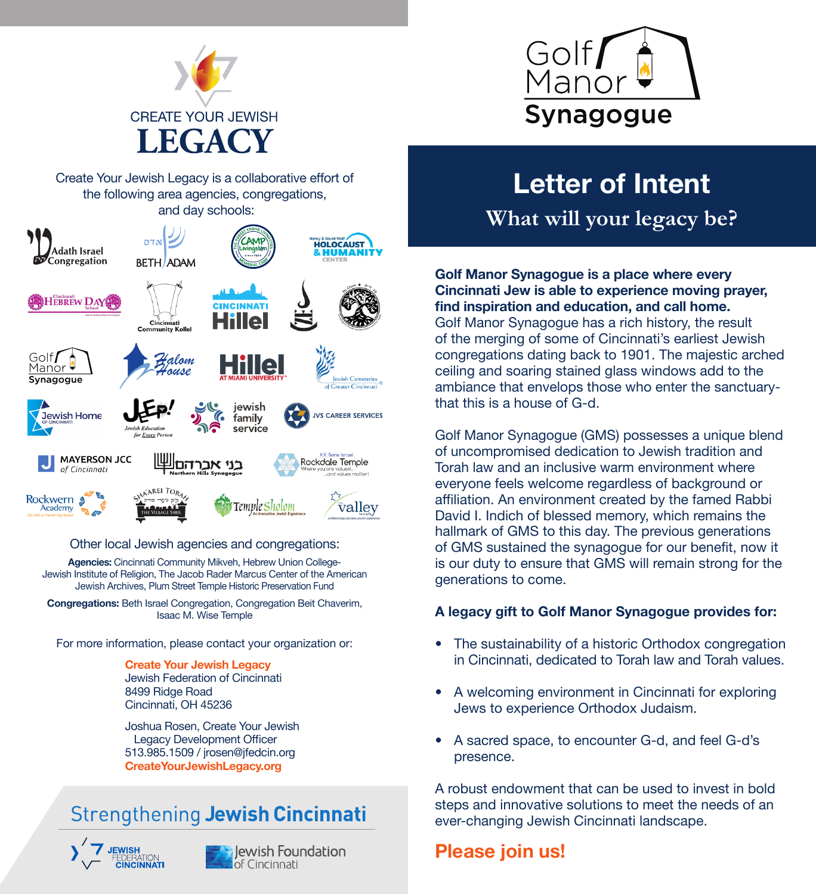# CREATE YOUR JEWISH LEGACY

Create Your Jewish Legacy is a collaborative effort of the following area agencies, congregations, and day schools:

Adath Israel Congregation, Beth Adam, Camp Livingston, Nancy & David Wolf Holocaust & Humanity Center, Cincinnati Hebrew Day School, Cincinnati Community Kollel, Cincinnati Hillel, Golf Manor Synagogue, Halom House, Hillel at Miami University, Jewish Cemeteries of Greater Cincinnati, Jewish Home of Cincinnati, JEP! Jewish Education for Every Person, Jewish Family Service, JVS Career Services, Mayerson JCC of Cincinnati, בני אברהם Northern Hills Synagogue, K.K. Bene Israel Rockdale Temple – Where you are valued...and values matter!, Rockwern Academy, Sha'arei Torah – The Village Shul, Temple Sholom – An Innovative Jewish Experience, Valley Temple

Other local Jewish agencies and congregations:

**Agencies:** Cincinnati Community Mikveh, Hebrew Union College-Jewish Institute of Religion, The Jacob Rader Marcus Center of the American Jewish Archives, Plum Street Temple Historic Preservation Fund

**Congregations:** Beth Israel Congregation, Congregation Beit Chaverim, Isaac M. Wise Temple

For more information, please contact your organization or:

**Create Your Jewish Legacy**
Jewish Federation of Cincinnati
8499 Ridge Road
Cincinnati, OH 45236

Joshua Rosen, Create Your Jewish Legacy Development Officer
513.985.1509 / jrosen@jfedcin.org
**CreateYourJewishLegacy.org**

## Strengthening **Jewish Cincinnati**

Jewish Federation Cincinnati — Jewish Foundation of Cincinnati

# Golf Manor Synagogue

# Letter of Intent

## What will your legacy be?

**Golf Manor Synagogue is a place where every Cincinnati Jew is able to experience moving prayer, find inspiration and education, and call home.** Golf Manor Synagogue has a rich history, the result of the merging of some of Cincinnati's earliest Jewish congregations dating back to 1901. The majestic arched ceiling and soaring stained glass windows add to the ambiance that envelops those who enter the sanctuary-that this is a house of G-d.

Golf Manor Synagogue (GMS) possesses a unique blend of uncompromised dedication to Jewish tradition and Torah law and an inclusive warm environment where everyone feels welcome regardless of background or affiliation. An environment created by the famed Rabbi David I. Indich of blessed memory, which remains the hallmark of GMS to this day. The previous generations of GMS sustained the synagogue for our benefit, now it is our duty to ensure that GMS will remain strong for the generations to come.

**A legacy gift to Golf Manor Synagogue provides for:**

- The sustainability of a historic Orthodox congregation in Cincinnati, dedicated to Torah law and Torah values.
- A welcoming environment in Cincinnati for exploring Jews to experience Orthodox Judaism.
- A sacred space, to encounter G-d, and feel G-d's presence.

A robust endowment that can be used to invest in bold steps and innovative solutions to meet the needs of an ever-changing Jewish Cincinnati landscape.

**Please join us!**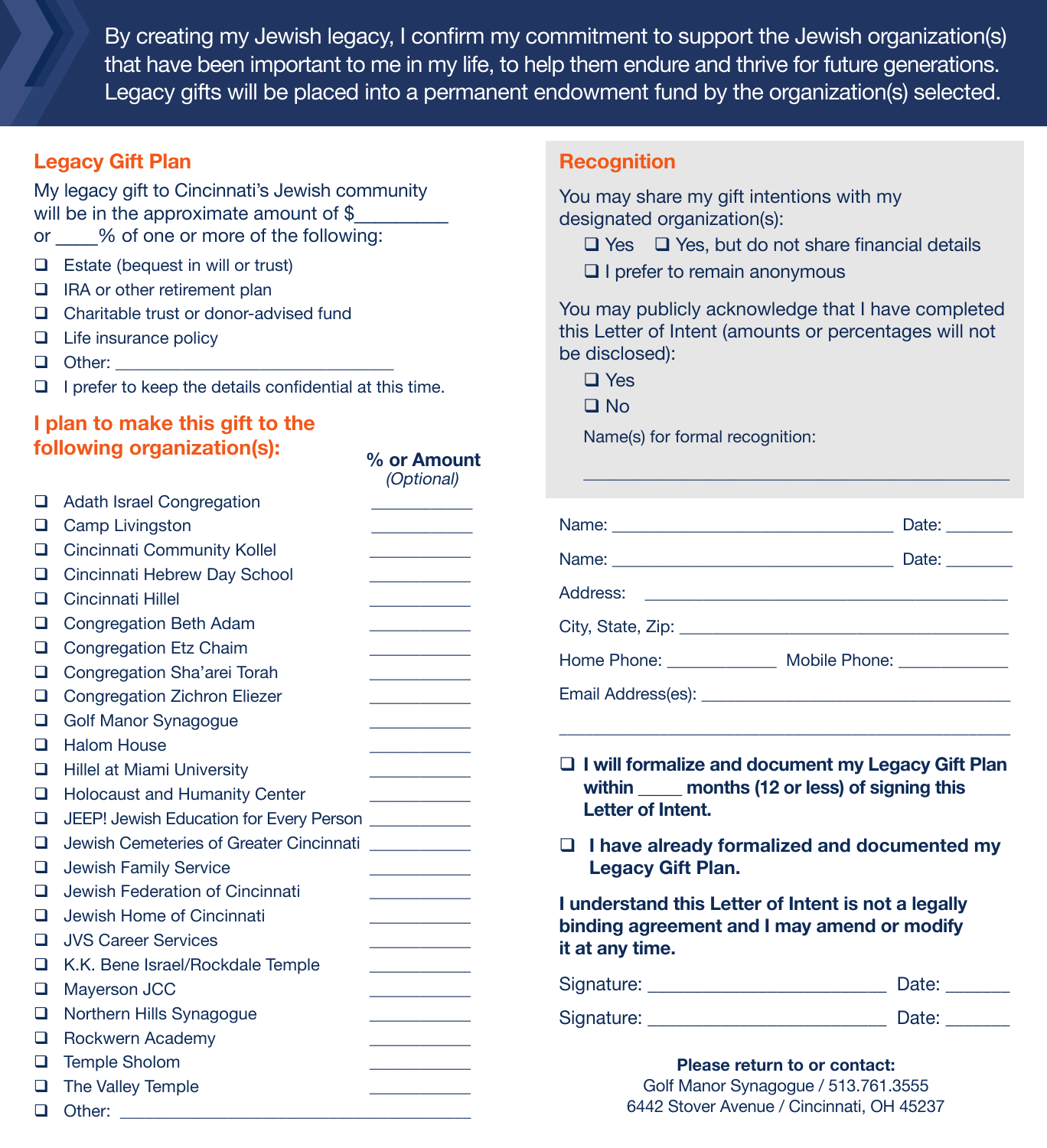By creating my Jewish legacy, I confirm my commitment to support the Jewish organization(s) that have been important to me in my life, to help them endure and thrive for future generations. Legacy gifts will be placed into a permanent endowment fund by the organization(s) selected.

## Legacy Gift Plan

My legacy gift to Cincinnati's Jewish community will be in the approximate amount of $_________ or ____% of one or more of the following:

- ❑ Estate (bequest in will or trust)
- ❑ IRA or other retirement plan
- ❑ Charitable trust or donor-advised fund
- ❑ Life insurance policy
- ❑ Other: ______________________________
- ❑ I prefer to keep the details confidential at this time.

## I plan to make this gift to the following organization(s):

| | % or Amount *(Optional)* |
|---|---|
| ❑ Adath Israel Congregation | ___________ |
| ❑ Camp Livingston | ___________ |
| ❑ Cincinnati Community Kollel | ___________ |
| ❑ Cincinnati Hebrew Day School | ___________ |
| ❑ Cincinnati Hillel | ___________ |
| ❑ Congregation Beth Adam | ___________ |
| ❑ Congregation Etz Chaim | ___________ |
| ❑ Congregation Sha'arei Torah | ___________ |
| ❑ Congregation Zichron Eliezer | ___________ |
| ❑ Golf Manor Synagogue | ___________ |
| ❑ Halom House | ___________ |
| ❑ Hillel at Miami University | ___________ |
| ❑ Holocaust and Humanity Center | ___________ |
| ❑ JEEP! Jewish Education for Every Person | ___________ |
| ❑ Jewish Cemeteries of Greater Cincinnati | ___________ |
| ❑ Jewish Family Service | ___________ |
| ❑ Jewish Federation of Cincinnati | ___________ |
| ❑ Jewish Home of Cincinnati | ___________ |
| ❑ JVS Career Services | ___________ |
| ❑ K.K. Bene Israel/Rockdale Temple | ___________ |
| ❑ Mayerson JCC | ___________ |
| ❑ Northern Hills Synagogue | ___________ |
| ❑ Rockwern Academy | ___________ |
| ❑ Temple Sholom | ___________ |
| ❑ The Valley Temple | ___________ |
| ❑ Other: ______________________________ | |

## Recognition

You may share my gift intentions with my designated organization(s):

❑ Yes ❑ Yes, but do not share financial details

❑ I prefer to remain anonymous

You may publicly acknowledge that I have completed this Letter of Intent (amounts or percentages will not be disclosed):

❑ Yes

❑ No

Name(s) for formal recognition:

____________________________________________

Name: ________________________________ Date: _______

Name: ________________________________ Date: _______

Address: ______________________________________

City, State, Zip: ________________________________

Home Phone: ____________ Mobile Phone: ____________

Email Address(es): ______________________________

____________________________________________

❑ **I will formalize and document my Legacy Gift Plan within _____ months (12 or less) of signing this Letter of Intent.**

❑ **I have already formalized and documented my Legacy Gift Plan.**

**I understand this Letter of Intent is not a legally binding agreement and I may amend or modify it at any time.**

Signature: _________________________ Date: _______

Signature: _________________________ Date: _______

**Please return to or contact:**
Golf Manor Synagogue / 513.761.3555
6442 Stover Avenue / Cincinnati, OH 45237